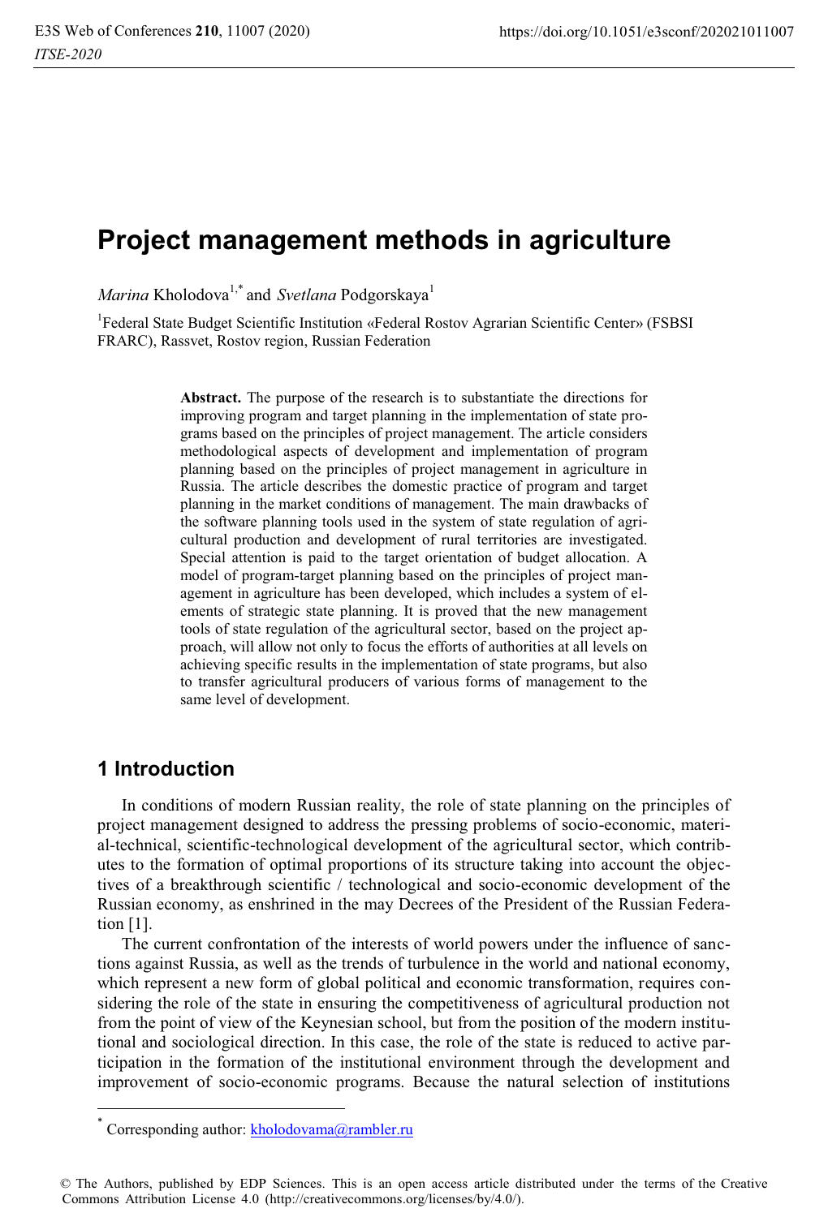# Project management methods in agriculture

*Marina* Kholodova[1,*] and *Svetlana* Podgorskaya[1]

[1]Federal State Budget Scientific Institution «Federal Rostov Agrarian Scientific Center» (FSBSI FRARC), Rassvet, Rostov region, Russian Federation

> **Abstract.** The purpose of the research is to substantiate the directions for improving program and target planning in the implementation of state programs based on the principles of project management. The article considers methodological aspects of development and implementation of program planning based on the principles of project management in agriculture in Russia. The article describes the domestic practice of program and target planning in the market conditions of management. The main drawbacks of the software planning tools used in the system of state regulation of agricultural production and development of rural territories are investigated. Special attention is paid to the target orientation of budget allocation. A model of program-target planning based on the principles of project management in agriculture has been developed, which includes a system of elements of strategic state planning. It is proved that the new management tools of state regulation of the agricultural sector, based on the project approach, will allow not only to focus the efforts of authorities at all levels on achieving specific results in the implementation of state programs, but also to transfer agricultural producers of various forms of management to the same level of development.

## 1 Introduction

In conditions of modern Russian reality, the role of state planning on the principles of project management designed to address the pressing problems of socio-economic, material-technical, scientific-technological development of the agricultural sector, which contributes to the formation of optimal proportions of its structure taking into account the objectives of a breakthrough scientific / technological and socio-economic development of the Russian economy, as enshrined in the may Decrees of the President of the Russian Federation [1].

The current confrontation of the interests of world powers under the influence of sanctions against Russia, as well as the trends of turbulence in the world and national economy, which represent a new form of global political and economic transformation, requires considering the role of the state in ensuring the competitiveness of agricultural production not from the point of view of the Keynesian school, but from the position of the modern institutional and sociological direction. In this case, the role of the state is reduced to active participation in the formation of the institutional environment through the development and improvement of socio-economic programs. Because the natural selection of institutions

---

[*] Corresponding author: kholodovama@rambler.ru

© The Authors, published by EDP Sciences. This is an open access article distributed under the terms of the Creative Commons Attribution License 4.0 (http://creativecommons.org/licenses/by/4.0/).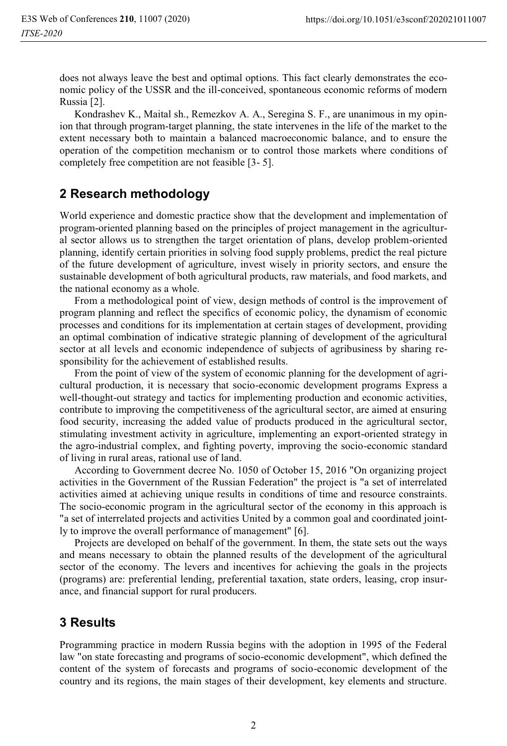does not always leave the best and optimal options. This fact clearly demonstrates the economic policy of the USSR and the ill-conceived, spontaneous economic reforms of modern Russia [2].

Kondrashev K., Maital sh., Remezkov A. A., Seregina S. F., are unanimous in my opinion that through program-target planning, the state intervenes in the life of the market to the extent necessary both to maintain a balanced macroeconomic balance, and to ensure the operation of the competition mechanism or to control those markets where conditions of completely free competition are not feasible [3- 5].

## 2 Research methodology

World experience and domestic practice show that the development and implementation of program-oriented planning based on the principles of project management in the agricultural sector allows us to strengthen the target orientation of plans, develop problem-oriented planning, identify certain priorities in solving food supply problems, predict the real picture of the future development of agriculture, invest wisely in priority sectors, and ensure the sustainable development of both agricultural products, raw materials, and food markets, and the national economy as a whole.

From a methodological point of view, design methods of control is the improvement of program planning and reflect the specifics of economic policy, the dynamism of economic processes and conditions for its implementation at certain stages of development, providing an optimal combination of indicative strategic planning of development of the agricultural sector at all levels and economic independence of subjects of agribusiness by sharing responsibility for the achievement of established results.

From the point of view of the system of economic planning for the development of agricultural production, it is necessary that socio-economic development programs Express a well-thought-out strategy and tactics for implementing production and economic activities, contribute to improving the competitiveness of the agricultural sector, are aimed at ensuring food security, increasing the added value of products produced in the agricultural sector, stimulating investment activity in agriculture, implementing an export-oriented strategy in the agro-industrial complex, and fighting poverty, improving the socio-economic standard of living in rural areas, rational use of land.

According to Government decree No. 1050 of October 15, 2016 "On organizing project activities in the Government of the Russian Federation" the project is "a set of interrelated activities aimed at achieving unique results in conditions of time and resource constraints. The socio-economic program in the agricultural sector of the economy in this approach is "a set of interrelated projects and activities United by a common goal and coordinated jointly to improve the overall performance of management" [6].

Projects are developed on behalf of the government. In them, the state sets out the ways and means necessary to obtain the planned results of the development of the agricultural sector of the economy. The levers and incentives for achieving the goals in the projects (programs) are: preferential lending, preferential taxation, state orders, leasing, crop insurance, and financial support for rural producers.

## 3 Results

Programming practice in modern Russia begins with the adoption in 1995 of the Federal law "on state forecasting and programs of socio-economic development", which defined the content of the system of forecasts and programs of socio-economic development of the country and its regions, the main stages of their development, key elements and structure.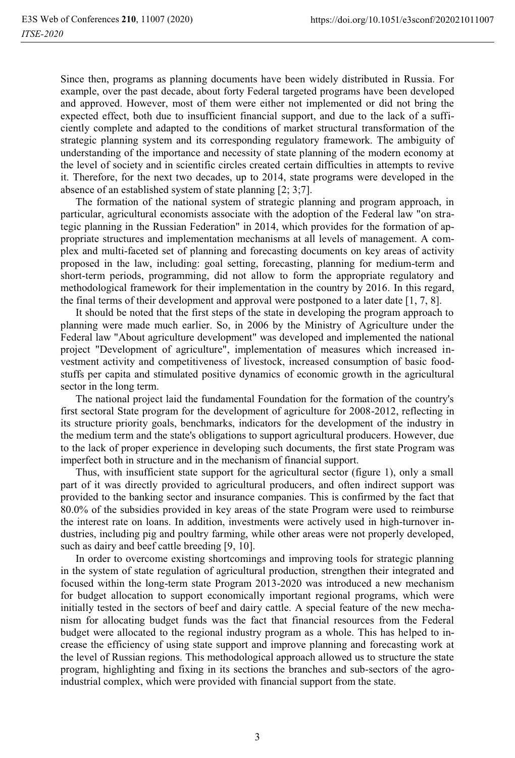Since then, programs as planning documents have been widely distributed in Russia. For example, over the past decade, about forty Federal targeted programs have been developed and approved. However, most of them were either not implemented or did not bring the expected effect, both due to insufficient financial support, and due to the lack of a sufficiently complete and adapted to the conditions of market structural transformation of the strategic planning system and its corresponding regulatory framework. The ambiguity of understanding of the importance and necessity of state planning of the modern economy at the level of society and in scientific circles created certain difficulties in attempts to revive it. Therefore, for the next two decades, up to 2014, state programs were developed in the absence of an established system of state planning [2; 3;7].

The formation of the national system of strategic planning and program approach, in particular, agricultural economists associate with the adoption of the Federal law "on strategic planning in the Russian Federation" in 2014, which provides for the formation of appropriate structures and implementation mechanisms at all levels of management. A complex and multi-faceted set of planning and forecasting documents on key areas of activity proposed in the law, including: goal setting, forecasting, planning for medium-term and short-term periods, programming, did not allow to form the appropriate regulatory and methodological framework for their implementation in the country by 2016. In this regard, the final terms of their development and approval were postponed to a later date [1, 7, 8].

It should be noted that the first steps of the state in developing the program approach to planning were made much earlier. So, in 2006 by the Ministry of Agriculture under the Federal law "About agriculture development" was developed and implemented the national project "Development of agriculture", implementation of measures which increased investment activity and competitiveness of livestock, increased consumption of basic foodstuffs per capita and stimulated positive dynamics of economic growth in the agricultural sector in the long term.

The national project laid the fundamental Foundation for the formation of the country's first sectoral State program for the development of agriculture for 2008-2012, reflecting in its structure priority goals, benchmarks, indicators for the development of the industry in the medium term and the state's obligations to support agricultural producers. However, due to the lack of proper experience in developing such documents, the first state Program was imperfect both in structure and in the mechanism of financial support.

Thus, with insufficient state support for the agricultural sector (figure 1), only a small part of it was directly provided to agricultural producers, and often indirect support was provided to the banking sector and insurance companies. This is confirmed by the fact that 80.0% of the subsidies provided in key areas of the state Program were used to reimburse the interest rate on loans. In addition, investments were actively used in high-turnover industries, including pig and poultry farming, while other areas were not properly developed, such as dairy and beef cattle breeding [9, 10].

In order to overcome existing shortcomings and improving tools for strategic planning in the system of state regulation of agricultural production, strengthen their integrated and focused within the long-term state Program 2013-2020 was introduced a new mechanism for budget allocation to support economically important regional programs, which were initially tested in the sectors of beef and dairy cattle. A special feature of the new mechanism for allocating budget funds was the fact that financial resources from the Federal budget were allocated to the regional industry program as a whole. This has helped to increase the efficiency of using state support and improve planning and forecasting work at the level of Russian regions. This methodological approach allowed us to structure the state program, highlighting and fixing in its sections the branches and sub-sectors of the agro-industrial complex, which were provided with financial support from the state.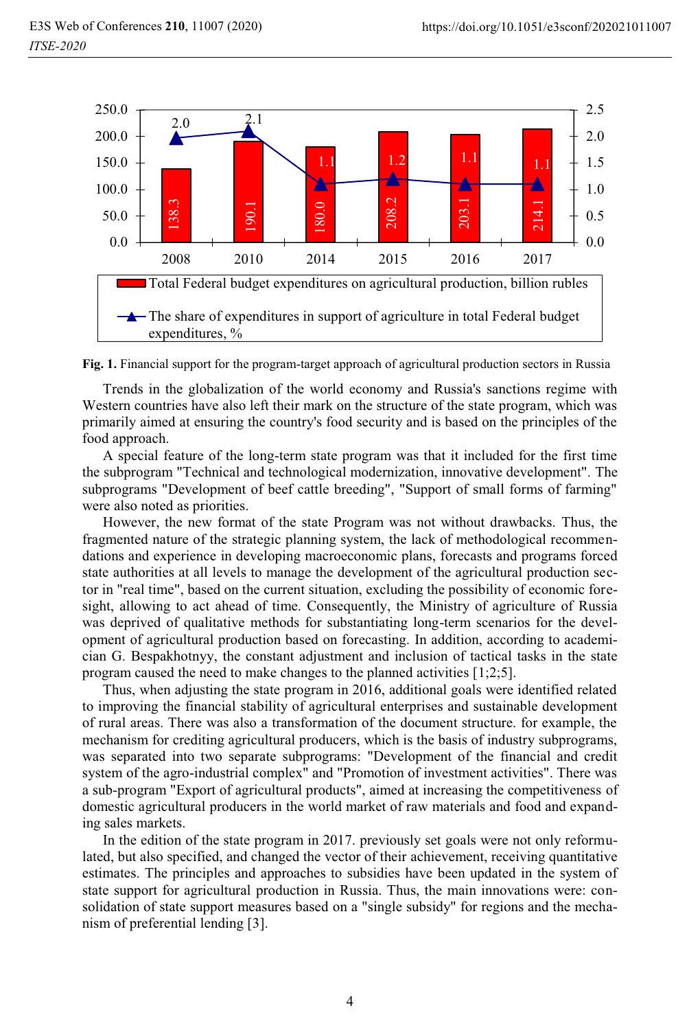| Year | Total Federal budget expenditures on agricultural production, billion rubles | The share of expenditures in support of agriculture in total Federal budget expenditures, % |
| --- | --- | --- |
| 2008 | 138.3 | 2.0 |
| 2010 | 190.1 | 2.1 |
| 2014 | 180.0 | 1.1 |
| 2015 | 208.2 | 1.2 |
| 2016 | 203.1 | 1.1 |
| 2017 | 214.1 | 1.1 |

**Fig. 1.** Financial support for the program-target approach of agricultural production sectors in Russia

Trends in the globalization of the world economy and Russia's sanctions regime with Western countries have also left their mark on the structure of the state program, which was primarily aimed at ensuring the country's food security and is based on the principles of the food approach.

A special feature of the long-term state program was that it included for the first time the subprogram "Technical and technological modernization, innovative development". The subprograms "Development of beef cattle breeding", "Support of small forms of farming" were also noted as priorities.

However, the new format of the state Program was not without drawbacks. Thus, the fragmented nature of the strategic planning system, the lack of methodological recommendations and experience in developing macroeconomic plans, forecasts and programs forced state authorities at all levels to manage the development of the agricultural production sector in "real time", based on the current situation, excluding the possibility of economic foresight, allowing to act ahead of time. Consequently, the Ministry of agriculture of Russia was deprived of qualitative methods for substantiating long-term scenarios for the development of agricultural production based on forecasting. In addition, according to academician G. Bespakhotnyy, the constant adjustment and inclusion of tactical tasks in the state program caused the need to make changes to the planned activities [1;2;5].

Thus, when adjusting the state program in 2016, additional goals were identified related to improving the financial stability of agricultural enterprises and sustainable development of rural areas. There was also a transformation of the document structure. for example, the mechanism for crediting agricultural producers, which is the basis of industry subprograms, was separated into two separate subprograms: "Development of the financial and credit system of the agro-industrial complex" and "Promotion of investment activities". There was a sub-program "Export of agricultural products", aimed at increasing the competitiveness of domestic agricultural producers in the world market of raw materials and food and expanding sales markets.

In the edition of the state program in 2017. previously set goals were not only reformulated, but also specified, and changed the vector of their achievement, receiving quantitative estimates. The principles and approaches to subsidies have been updated in the system of state support for agricultural production in Russia. Thus, the main innovations were: consolidation of state support measures based on a "single subsidy" for regions and the mechanism of preferential lending [3].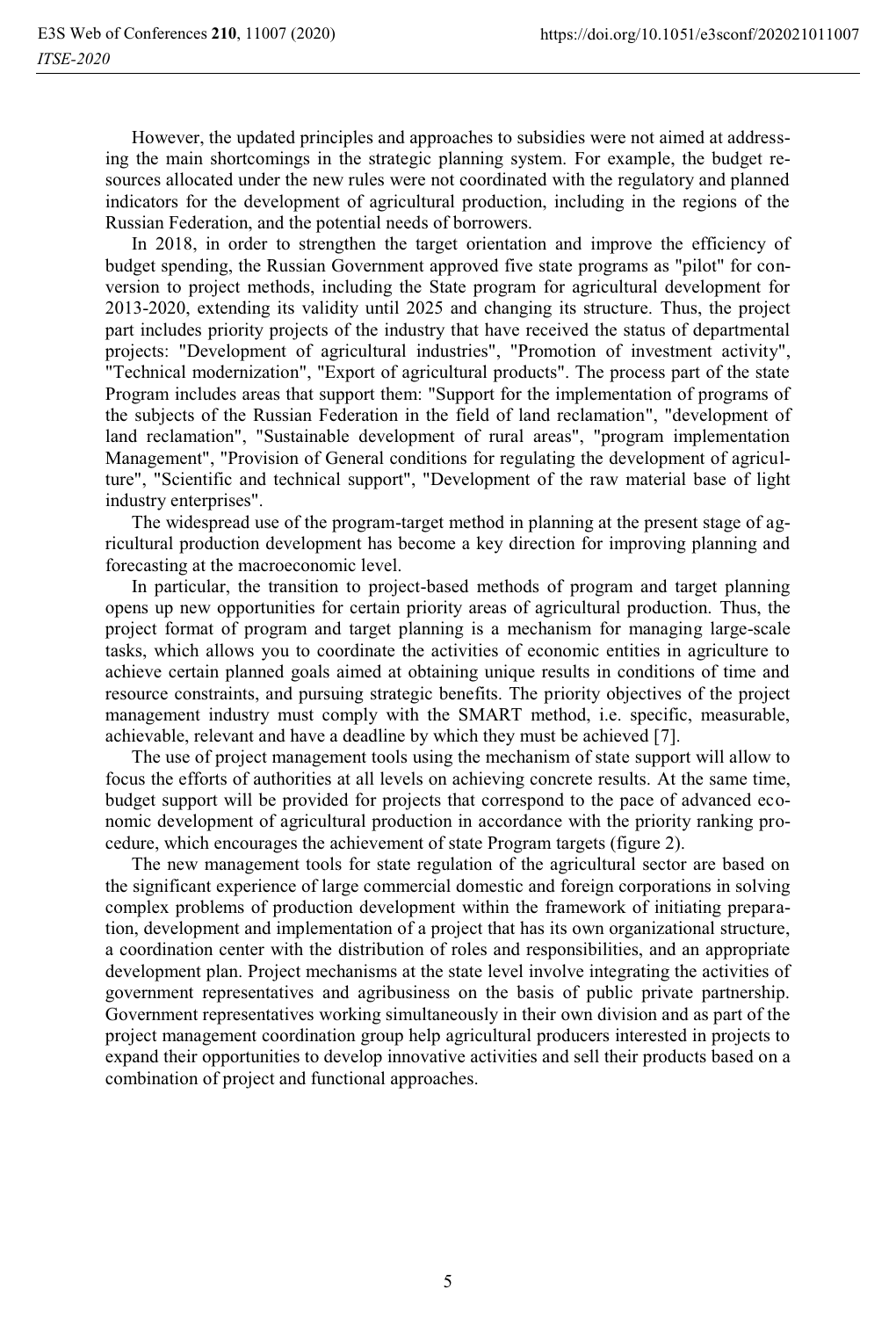However, the updated principles and approaches to subsidies were not aimed at addressing the main shortcomings in the strategic planning system. For example, the budget resources allocated under the new rules were not coordinated with the regulatory and planned indicators for the development of agricultural production, including in the regions of the Russian Federation, and the potential needs of borrowers.

In 2018, in order to strengthen the target orientation and improve the efficiency of budget spending, the Russian Government approved five state programs as "pilot" for conversion to project methods, including the State program for agricultural development for 2013-2020, extending its validity until 2025 and changing its structure. Thus, the project part includes priority projects of the industry that have received the status of departmental projects: "Development of agricultural industries", "Promotion of investment activity", "Technical modernization", "Export of agricultural products". The process part of the state Program includes areas that support them: "Support for the implementation of programs of the subjects of the Russian Federation in the field of land reclamation", "development of land reclamation", "Sustainable development of rural areas", "program implementation Management", "Provision of General conditions for regulating the development of agriculture", "Scientific and technical support", "Development of the raw material base of light industry enterprises".

The widespread use of the program-target method in planning at the present stage of agricultural production development has become a key direction for improving planning and forecasting at the macroeconomic level.

In particular, the transition to project-based methods of program and target planning opens up new opportunities for certain priority areas of agricultural production. Thus, the project format of program and target planning is a mechanism for managing large-scale tasks, which allows you to coordinate the activities of economic entities in agriculture to achieve certain planned goals aimed at obtaining unique results in conditions of time and resource constraints, and pursuing strategic benefits. The priority objectives of the project management industry must comply with the SMART method, i.e. specific, measurable, achievable, relevant and have a deadline by which they must be achieved [7].

The use of project management tools using the mechanism of state support will allow to focus the efforts of authorities at all levels on achieving concrete results. At the same time, budget support will be provided for projects that correspond to the pace of advanced economic development of agricultural production in accordance with the priority ranking procedure, which encourages the achievement of state Program targets (figure 2).

The new management tools for state regulation of the agricultural sector are based on the significant experience of large commercial domestic and foreign corporations in solving complex problems of production development within the framework of initiating preparation, development and implementation of a project that has its own organizational structure, a coordination center with the distribution of roles and responsibilities, and an appropriate development plan. Project mechanisms at the state level involve integrating the activities of government representatives and agribusiness on the basis of public private partnership. Government representatives working simultaneously in their own division and as part of the project management coordination group help agricultural producers interested in projects to expand their opportunities to develop innovative activities and sell their products based on a combination of project and functional approaches.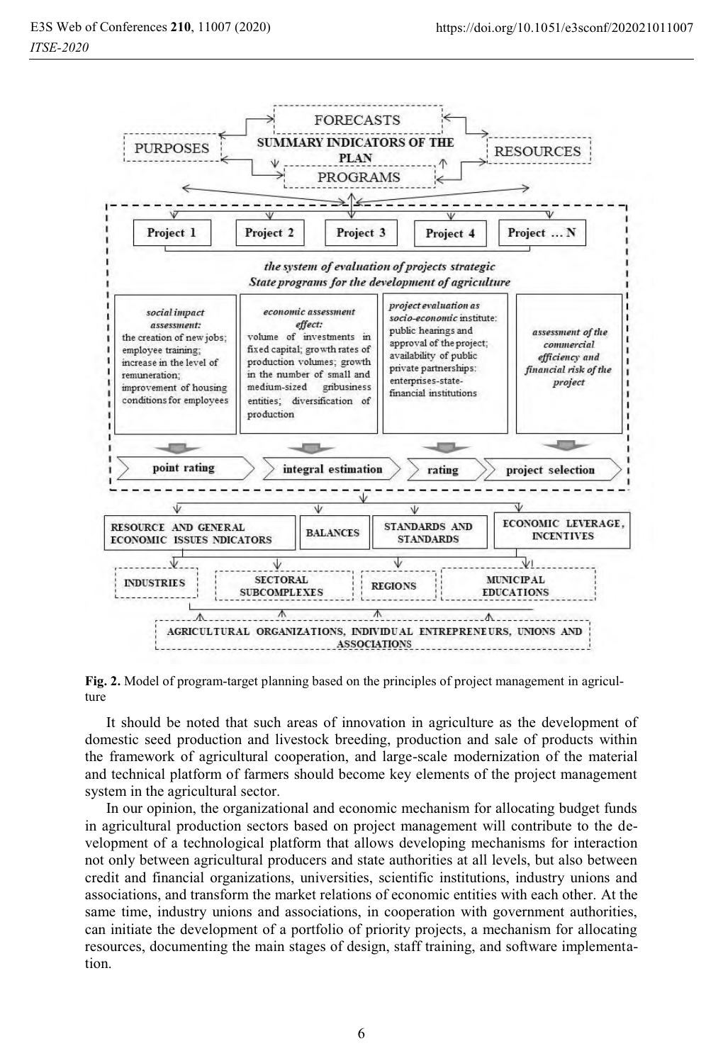Fig. 2. Model of program-target planning based on the principles of project management in agriculture

It should be noted that such areas of innovation in agriculture as the development of domestic seed production and livestock breeding, production and sale of products within the framework of agricultural cooperation, and large-scale modernization of the material and technical platform of farmers should become key elements of the project management system in the agricultural sector.

In our opinion, the organizational and economic mechanism for allocating budget funds in agricultural production sectors based on project management will contribute to the development of a technological platform that allows developing mechanisms for interaction not only between agricultural producers and state authorities at all levels, but also between credit and financial organizations, universities, scientific institutions, industry unions and associations, and transform the market relations of economic entities with each other. At the same time, industry unions and associations, in cooperation with government authorities, can initiate the development of a portfolio of priority projects, a mechanism for allocating resources, documenting the main stages of design, staff training, and software implementation.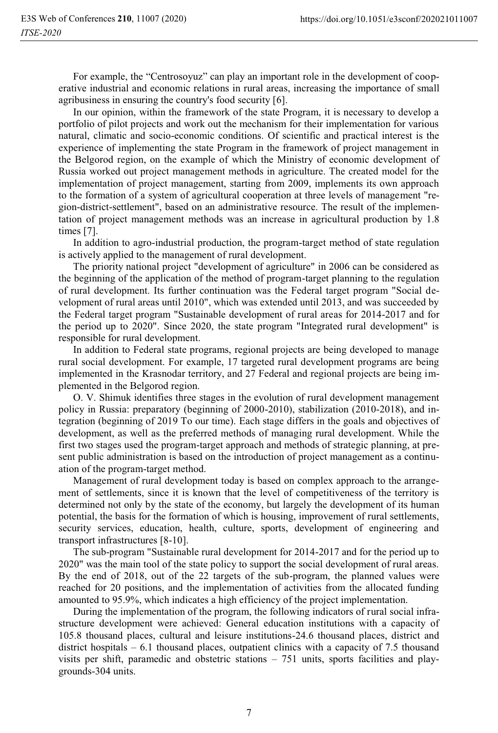For example, the "Centrosoyuz" can play an important role in the development of cooperative industrial and economic relations in rural areas, increasing the importance of small agribusiness in ensuring the country's food security [6].

In our opinion, within the framework of the state Program, it is necessary to develop a portfolio of pilot projects and work out the mechanism for their implementation for various natural, climatic and socio-economic conditions. Of scientific and practical interest is the experience of implementing the state Program in the framework of project management in the Belgorod region, on the example of which the Ministry of economic development of Russia worked out project management methods in agriculture. The created model for the implementation of project management, starting from 2009, implements its own approach to the formation of a system of agricultural cooperation at three levels of management "region-district-settlement", based on an administrative resource. The result of the implementation of project management methods was an increase in agricultural production by 1.8 times [7].

In addition to agro-industrial production, the program-target method of state regulation is actively applied to the management of rural development.

The priority national project "development of agriculture" in 2006 can be considered as the beginning of the application of the method of program-target planning to the regulation of rural development. Its further continuation was the Federal target program "Social development of rural areas until 2010", which was extended until 2013, and was succeeded by the Federal target program "Sustainable development of rural areas for 2014-2017 and for the period up to 2020". Since 2020, the state program "Integrated rural development" is responsible for rural development.

In addition to Federal state programs, regional projects are being developed to manage rural social development. For example, 17 targeted rural development programs are being implemented in the Krasnodar territory, and 27 Federal and regional projects are being implemented in the Belgorod region.

O. V. Shimuk identifies three stages in the evolution of rural development management policy in Russia: preparatory (beginning of 2000-2010), stabilization (2010-2018), and integration (beginning of 2019 To our time). Each stage differs in the goals and objectives of development, as well as the preferred methods of managing rural development. While the first two stages used the program-target approach and methods of strategic planning, at present public administration is based on the introduction of project management as a continuation of the program-target method.

Management of rural development today is based on complex approach to the arrangement of settlements, since it is known that the level of competitiveness of the territory is determined not only by the state of the economy, but largely the development of its human potential, the basis for the formation of which is housing, improvement of rural settlements, security services, education, health, culture, sports, development of engineering and transport infrastructures [8-10].

The sub-program "Sustainable rural development for 2014-2017 and for the period up to 2020" was the main tool of the state policy to support the social development of rural areas. By the end of 2018, out of the 22 targets of the sub-program, the planned values were reached for 20 positions, and the implementation of activities from the allocated funding amounted to 95.9%, which indicates a high efficiency of the project implementation.

During the implementation of the program, the following indicators of rural social infrastructure development were achieved: General education institutions with a capacity of 105.8 thousand places, cultural and leisure institutions-24.6 thousand places, district and district hospitals – 6.1 thousand places, outpatient clinics with a capacity of 7.5 thousand visits per shift, paramedic and obstetric stations – 751 units, sports facilities and playgrounds-304 units.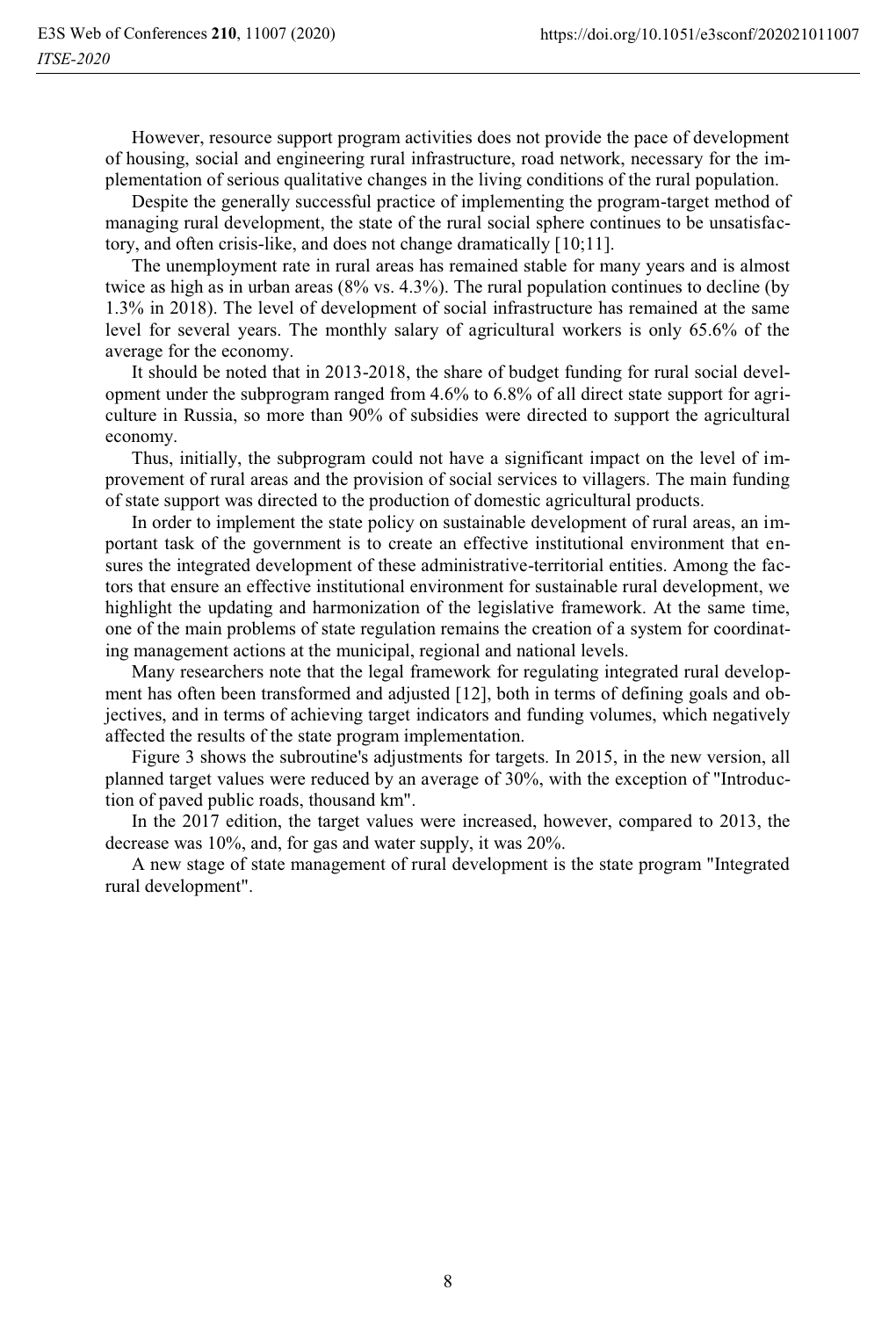However, resource support program activities does not provide the pace of development of housing, social and engineering rural infrastructure, road network, necessary for the implementation of serious qualitative changes in the living conditions of the rural population.

Despite the generally successful practice of implementing the program-target method of managing rural development, the state of the rural social sphere continues to be unsatisfactory, and often crisis-like, and does not change dramatically [10;11].

The unemployment rate in rural areas has remained stable for many years and is almost twice as high as in urban areas (8% vs. 4.3%). The rural population continues to decline (by 1.3% in 2018). The level of development of social infrastructure has remained at the same level for several years. The monthly salary of agricultural workers is only 65.6% of the average for the economy.

It should be noted that in 2013-2018, the share of budget funding for rural social development under the subprogram ranged from 4.6% to 6.8% of all direct state support for agriculture in Russia, so more than 90% of subsidies were directed to support the agricultural economy.

Thus, initially, the subprogram could not have a significant impact on the level of improvement of rural areas and the provision of social services to villagers. The main funding of state support was directed to the production of domestic agricultural products.

In order to implement the state policy on sustainable development of rural areas, an important task of the government is to create an effective institutional environment that ensures the integrated development of these administrative-territorial entities. Among the factors that ensure an effective institutional environment for sustainable rural development, we highlight the updating and harmonization of the legislative framework. At the same time, one of the main problems of state regulation remains the creation of a system for coordinating management actions at the municipal, regional and national levels.

Many researchers note that the legal framework for regulating integrated rural development has often been transformed and adjusted [12], both in terms of defining goals and objectives, and in terms of achieving target indicators and funding volumes, which negatively affected the results of the state program implementation.

Figure 3 shows the subroutine's adjustments for targets. In 2015, in the new version, all planned target values were reduced by an average of 30%, with the exception of "Introduction of paved public roads, thousand km".

In the 2017 edition, the target values were increased, however, compared to 2013, the decrease was 10%, and, for gas and water supply, it was 20%.

A new stage of state management of rural development is the state program "Integrated rural development".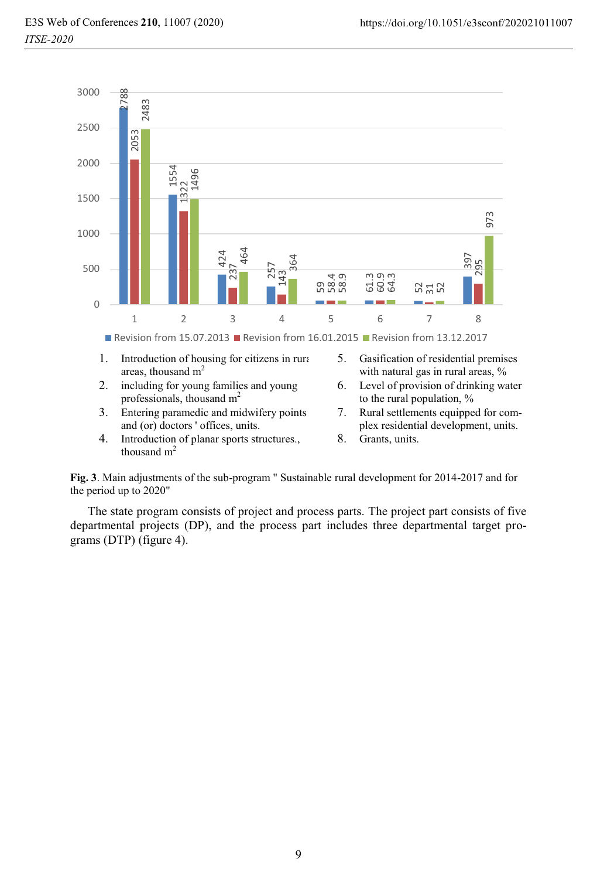1. Introduction of housing for citizens in rural areas, thousand m$^2$
2. including for young families and young professionals, thousand m$^2$
3. Entering paramedic and midwifery points and (or) doctors ' offices, units.
4. Introduction of planar sports structures., thousand m$^2$
5. Gasification of residential premises with natural gas in rural areas, %
6. Level of provision of drinking water to the rural population, %
7. Rural settlements equipped for complex residential development, units.
8. Grants, units.

**Fig. 3**. Main adjustments of the sub-program " Sustainable rural development for 2014-2017 and for the period up to 2020"

The state program consists of project and process parts. The project part consists of five departmental projects (DP), and the process part includes three departmental target programs (DTP) (figure 4).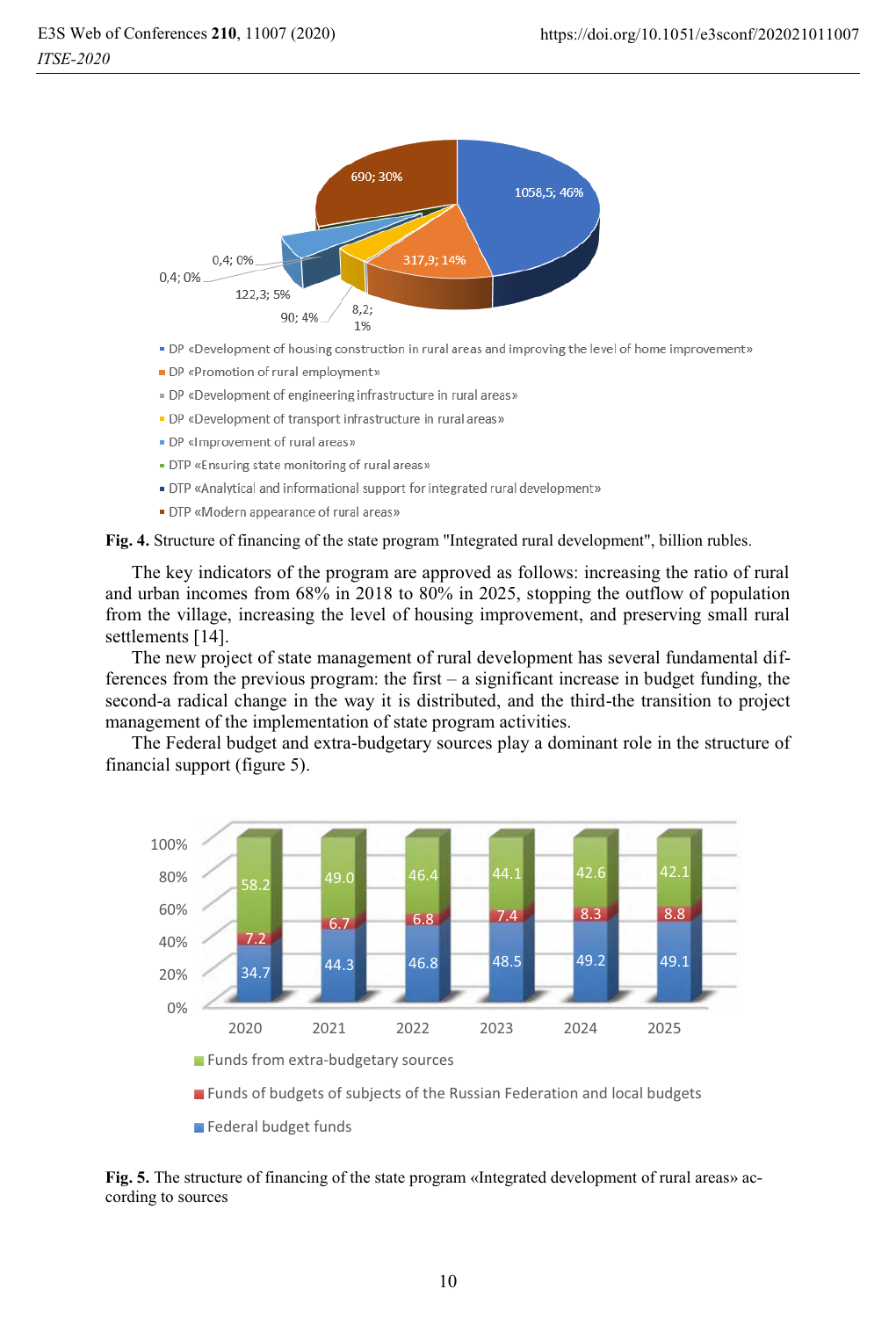- DP «Development of housing construction in rural areas and improving the level of home improvement»
- DP «Promotion of rural employment»
- DP «Development of engineering infrastructure in rural areas»
- DP «Development of transport infrastructure in rural areas»
- DP «Improvement of rural areas»
- DTP «Ensuring state monitoring of rural areas»
- DTP «Analytical and informational support for integrated rural development»
- DTP «Modern appearance of rural areas»

**Fig. 4.** Structure of financing of the state program "Integrated rural development", billion rubles.

The key indicators of the program are approved as follows: increasing the ratio of rural and urban incomes from 68% in 2018 to 80% in 2025, stopping the outflow of population from the village, increasing the level of housing improvement, and preserving small rural settlements [14].

The new project of state management of rural development has several fundamental differences from the previous program: the first – a significant increase in budget funding, the second-a radical change in the way it is distributed, and the third-the transition to project management of the implementation of state program activities.

The Federal budget and extra-budgetary sources play a dominant role in the structure of financial support (figure 5).

| | 2020 | 2021 | 2022 | 2023 | 2024 | 2025 |
|---|---|---|---|---|---|---|
| Funds from extra-budgetary sources | 58.2 | 49.0 | 46.4 | 44.1 | 42.6 | 42.1 |
| Funds of budgets of subjects of the Russian Federation and local budgets | 7.2 | 6.7 | 6.8 | 7.4 | 8.3 | 8.8 |
| Federal budget funds | 34.7 | 44.3 | 46.8 | 48.5 | 49.2 | 49.1 |

**Fig. 5.** The structure of financing of the state program «Integrated development of rural areas» according to sources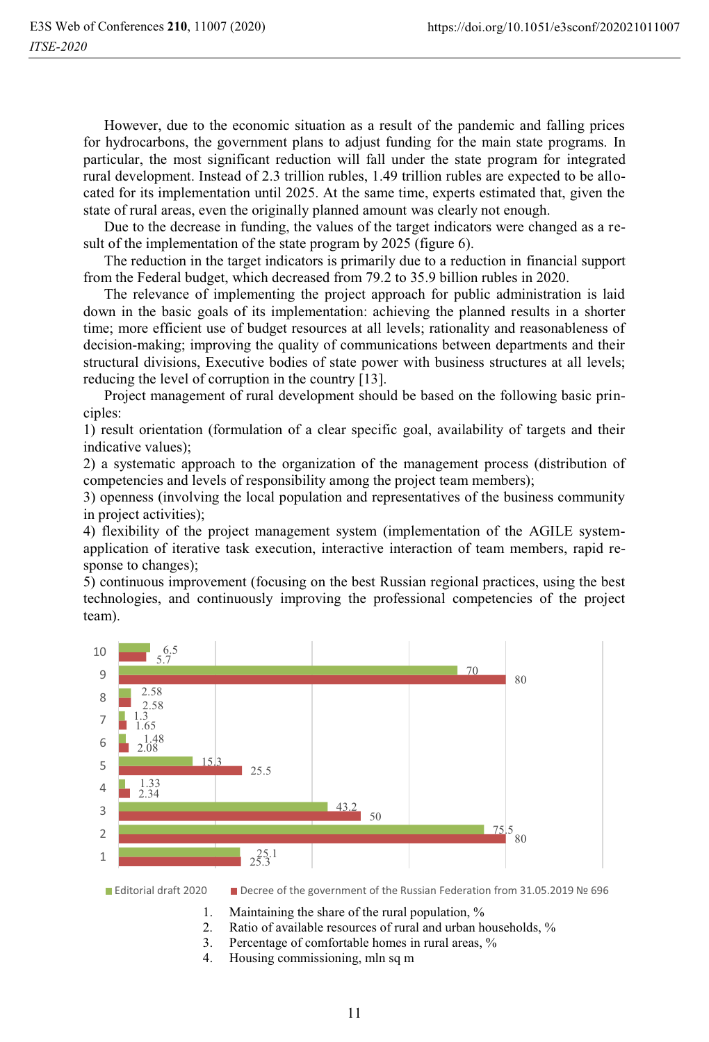However, due to the economic situation as a result of the pandemic and falling prices for hydrocarbons, the government plans to adjust funding for the main state programs. In particular, the most significant reduction will fall under the state program for integrated rural development. Instead of 2.3 trillion rubles, 1.49 trillion rubles are expected to be allocated for its implementation until 2025. At the same time, experts estimated that, given the state of rural areas, even the originally planned amount was clearly not enough.

Due to the decrease in funding, the values of the target indicators were changed as a result of the implementation of the state program by 2025 (figure 6).

The reduction in the target indicators is primarily due to a reduction in financial support from the Federal budget, which decreased from 79.2 to 35.9 billion rubles in 2020.

The relevance of implementing the project approach for public administration is laid down in the basic goals of its implementation: achieving the planned results in a shorter time; more efficient use of budget resources at all levels; rationality and reasonableness of decision-making; improving the quality of communications between departments and their structural divisions, Executive bodies of state power with business structures at all levels; reducing the level of corruption in the country [13].

Project management of rural development should be based on the following basic principles:

1) result orientation (formulation of a clear specific goal, availability of targets and their indicative values);

2) a systematic approach to the organization of the management process (distribution of competencies and levels of responsibility among the project team members);

3) openness (involving the local population and representatives of the business community in project activities);

4) flexibility of the project management system (implementation of the AGILE system-application of iterative task execution, interactive interaction of team members, rapid response to changes);

5) continuous improvement (focusing on the best Russian regional practices, using the best technologies, and continuously improving the professional competencies of the project team).

| Indicator | Editorial draft 2020 | Decree of the government of the Russian Federation from 31.05.2019 № 696 |
|---|---|---|
| 10 | 6.5 | 5.7 |
| 9 | 70 | 80 |
| 8 | 2.58 | 2.58 |
| 7 | 1.3 | 1.65 |
| 6 | 1.48 | 2.08 |
| 5 | 15.3 | 25.5 |
| 4 | 1.33 | 2.34 |
| 3 | 43.2 | 50 |
| 2 | 75.5 | 80 |
| 1 | 25.1 | 25.3 |

1. Maintaining the share of the rural population, %
2. Ratio of available resources of rural and urban households, %
3. Percentage of comfortable homes in rural areas, %
4. Housing commissioning, mln sq m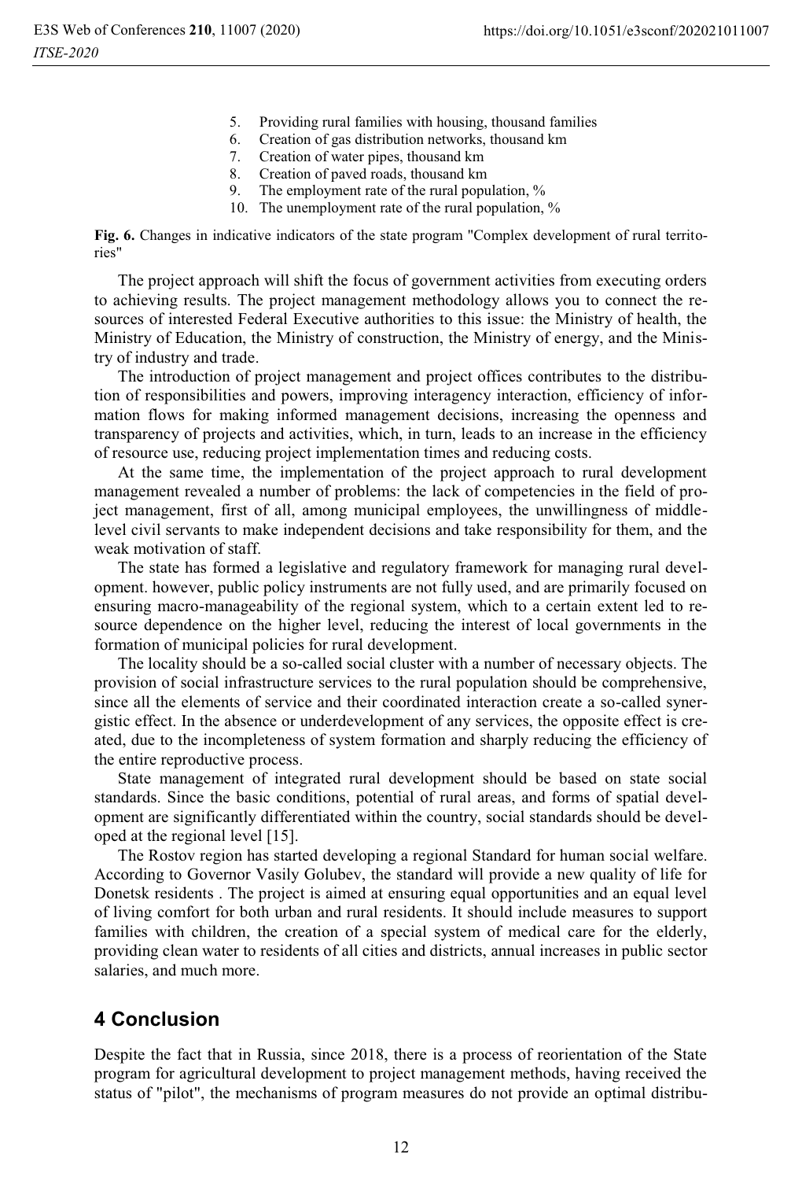5. Providing rural families with housing, thousand families
6. Creation of gas distribution networks, thousand km
7. Creation of water pipes, thousand km
8. Creation of paved roads, thousand km
9. The employment rate of the rural population, %
10. The unemployment rate of the rural population, %

**Fig. 6.** Changes in indicative indicators of the state program "Complex development of rural territories"

The project approach will shift the focus of government activities from executing orders to achieving results. The project management methodology allows you to connect the resources of interested Federal Executive authorities to this issue: the Ministry of health, the Ministry of Education, the Ministry of construction, the Ministry of energy, and the Ministry of industry and trade.

The introduction of project management and project offices contributes to the distribution of responsibilities and powers, improving interagency interaction, efficiency of information flows for making informed management decisions, increasing the openness and transparency of projects and activities, which, in turn, leads to an increase in the efficiency of resource use, reducing project implementation times and reducing costs.

At the same time, the implementation of the project approach to rural development management revealed a number of problems: the lack of competencies in the field of project management, first of all, among municipal employees, the unwillingness of middle-level civil servants to make independent decisions and take responsibility for them, and the weak motivation of staff.

The state has formed a legislative and regulatory framework for managing rural development. however, public policy instruments are not fully used, and are primarily focused on ensuring macro-manageability of the regional system, which to a certain extent led to resource dependence on the higher level, reducing the interest of local governments in the formation of municipal policies for rural development.

The locality should be a so-called social cluster with a number of necessary objects. The provision of social infrastructure services to the rural population should be comprehensive, since all the elements of service and their coordinated interaction create a so-called synergistic effect. In the absence or underdevelopment of any services, the opposite effect is created, due to the incompleteness of system formation and sharply reducing the efficiency of the entire reproductive process.

State management of integrated rural development should be based on state social standards. Since the basic conditions, potential of rural areas, and forms of spatial development are significantly differentiated within the country, social standards should be developed at the regional level [15].

The Rostov region has started developing a regional Standard for human social welfare. According to Governor Vasily Golubev, the standard will provide a new quality of life for Donetsk residents . The project is aimed at ensuring equal opportunities and an equal level of living comfort for both urban and rural residents. It should include measures to support families with children, the creation of a special system of medical care for the elderly, providing clean water to residents of all cities and districts, annual increases in public sector salaries, and much more.

## 4 Conclusion

Despite the fact that in Russia, since 2018, there is a process of reorientation of the State program for agricultural development to project management methods, having received the status of "pilot", the mechanisms of program measures do not provide an optimal distribu-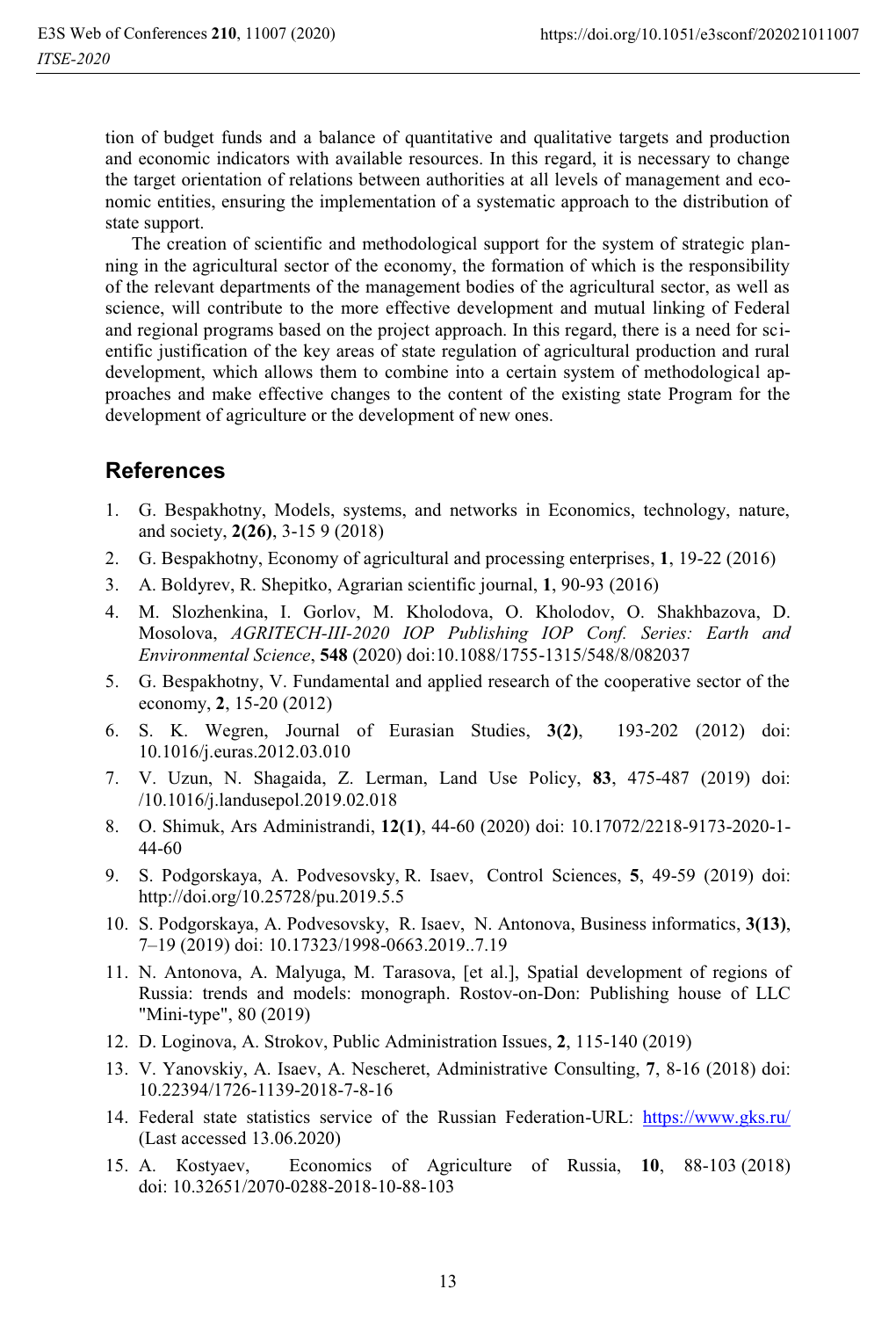tion of budget funds and a balance of quantitative and qualitative targets and production and economic indicators with available resources. In this regard, it is necessary to change the target orientation of relations between authorities at all levels of management and economic entities, ensuring the implementation of a systematic approach to the distribution of state support.

The creation of scientific and methodological support for the system of strategic planning in the agricultural sector of the economy, the formation of which is the responsibility of the relevant departments of the management bodies of the agricultural sector, as well as science, will contribute to the more effective development and mutual linking of Federal and regional programs based on the project approach. In this regard, there is a need for scientific justification of the key areas of state regulation of agricultural production and rural development, which allows them to combine into a certain system of methodological approaches and make effective changes to the content of the existing state Program for the development of agriculture or the development of new ones.

## References

1. G. Bespakhotny, Models, systems, and networks in Economics, technology, nature, and society, **2(26)**, 3-15 9 (2018)
2. G. Bespakhotny, Economy of agricultural and processing enterprises, **1**, 19-22 (2016)
3. A. Boldyrev, R. Shepitko, Agrarian scientific journal, **1**, 90-93 (2016)
4. M. Slozhenkina, I. Gorlov, M. Kholodova, O. Kholodov, O. Shakhbazova, D. Mosolova, *AGRITECH-III-2020 IOP Publishing IOP Conf. Series: Earth and Environmental Science*, **548** (2020) doi:10.1088/1755-1315/548/8/082037
5. G. Bespakhotny, V. Fundamental and applied research of the cooperative sector of the economy, **2**, 15-20 (2012)
6. S. K. Wegren, Journal of Eurasian Studies, **3(2)**, 193-202 (2012) doi: 10.1016/j.euras.2012.03.010
7. V. Uzun, N. Shagaida, Z. Lerman, Land Use Policy, **83**, 475-487 (2019) doi: /10.1016/j.landusepol.2019.02.018
8. O. Shimuk, Ars Administrandi, **12(1)**, 44-60 (2020) doi: 10.17072/2218-9173-2020-1-44-60
9. S. Podgorskaya, A. Podvesovsky, R. Isaev, Control Sciences, **5**, 49-59 (2019) doi: http://doi.org/10.25728/pu.2019.5.5
10. S. Podgorskaya, A. Podvesovsky, R. Isaev, N. Antonova, Business informatics, **3(13)**, 7–19 (2019) doi: 10.17323/1998-0663.2019..7.19
11. N. Antonova, A. Malyuga, M. Tarasova, [et al.], Spatial development of regions of Russia: trends and models: monograph. Rostov-on-Don: Publishing house of LLC "Mini-type", 80 (2019)
12. D. Loginova, A. Strokov, Public Administration Issues, **2**, 115-140 (2019)
13. V. Yanovskiy, A. Isaev, A. Nescheret, Administrative Consulting, **7**, 8-16 (2018) doi: 10.22394/1726-1139-2018-7-8-16
14. Federal state statistics service of the Russian Federation-URL: https://www.gks.ru/ (Last accessed 13.06.2020)
15. A. Kostyaev, Economics of Agriculture of Russia, **10**, 88-103 (2018) doi: 10.32651/2070-0288-2018-10-88-103